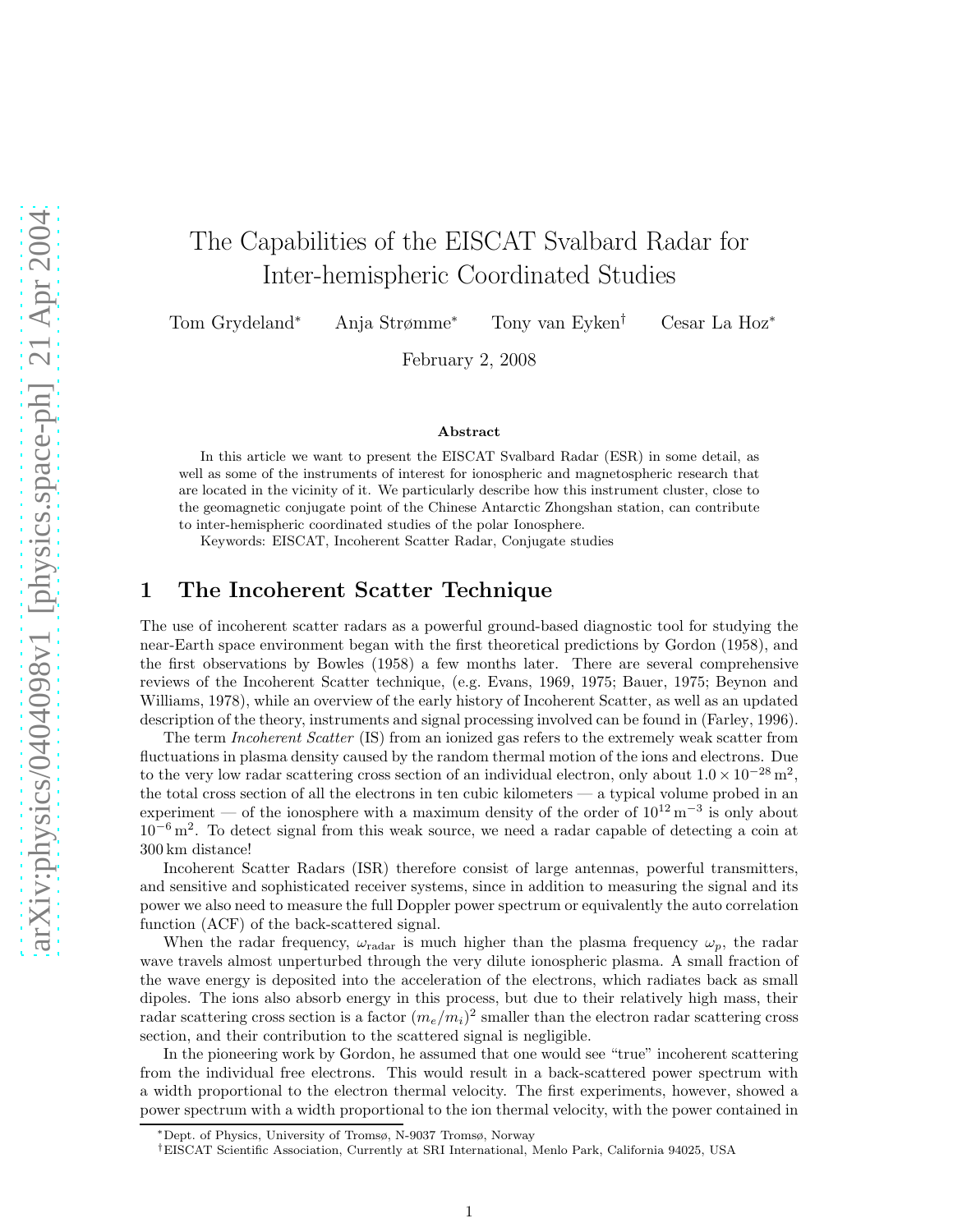# The Capabilities of the EISCAT Svalbard Radar for Inter-hemispheric Coordinated Studies

Tom Grydeland[*] Anja Strømme[*] Tony van Eyken[†] Cesar La Hoz[*]

February 2, 2008

### Abstract

In this article we want to present the EISCAT Svalbard Radar (ESR) in some detail, as well as some of the instruments of interest for ionospheric and magnetospheric research that are located in the vicinity of it. We particularly describe how this instrument cluster, close to the geomagnetic conjugate point of the Chinese Antarctic Zhongshan station, can contribute to inter-hemispheric coordinated studies of the polar Ionosphere.

Keywords: EISCAT, Incoherent Scatter Radar, Conjugate studies

## 1 The Incoherent Scatter Technique

The use of incoherent scatter radars as a powerful ground-based diagnostic tool for studying the near-Earth space environment began with the first theoretical predictions by Gordon (1958), and the first observations by Bowles (1958) a few months later. There are several comprehensive reviews of the Incoherent Scatter technique, (e.g. Evans, 1969, 1975; Bauer, 1975; Beynon and Williams, 1978), while an overview of the early history of Incoherent Scatter, as well as an updated description of the theory, instruments and signal processing involved can be found in (Farley, 1996).

The term *Incoherent Scatter* (IS) from an ionized gas refers to the extremely weak scatter from fluctuations in plasma density caused by the random thermal motion of the ions and electrons. Due to the very low radar scattering cross section of an individual electron, only about $1.0 \times 10^{-28}\,\mathrm{m}^2$, the total cross section of all the electrons in ten cubic kilometers — a typical volume probed in an experiment — of the ionosphere with a maximum density of the order of $10^{12}\,\mathrm{m}^{-3}$ is only about $10^{-6}\,\mathrm{m}^2$. To detect signal from this weak source, we need a radar capable of detecting a coin at 300 km distance!

Incoherent Scatter Radars (ISR) therefore consist of large antennas, powerful transmitters, and sensitive and sophisticated receiver systems, since in addition to measuring the signal and its power we also need to measure the full Doppler power spectrum or equivalently the auto correlation function (ACF) of the back-scattered signal.

When the radar frequency, $\omega_{\mathrm{radar}}$ is much higher than the plasma frequency $\omega_p$, the radar wave travels almost unperturbed through the very dilute ionospheric plasma. A small fraction of the wave energy is deposited into the acceleration of the electrons, which radiates back as small dipoles. The ions also absorb energy in this process, but due to their relatively high mass, their radar scattering cross section is a factor $(m_e/m_i)^2$ smaller than the electron radar scattering cross section, and their contribution to the scattered signal is negligible.

In the pioneering work by Gordon, he assumed that one would see "true" incoherent scattering from the individual free electrons. This would result in a back-scattered power spectrum with a width proportional to the electron thermal velocity. The first experiments, however, showed a power spectrum with a width proportional to the ion thermal velocity, with the power contained in

[*]Dept. of Physics, University of Tromsø, N-9037 Tromsø, Norway

[†]EISCAT Scientific Association, Currently at SRI International, Menlo Park, California 94025, USA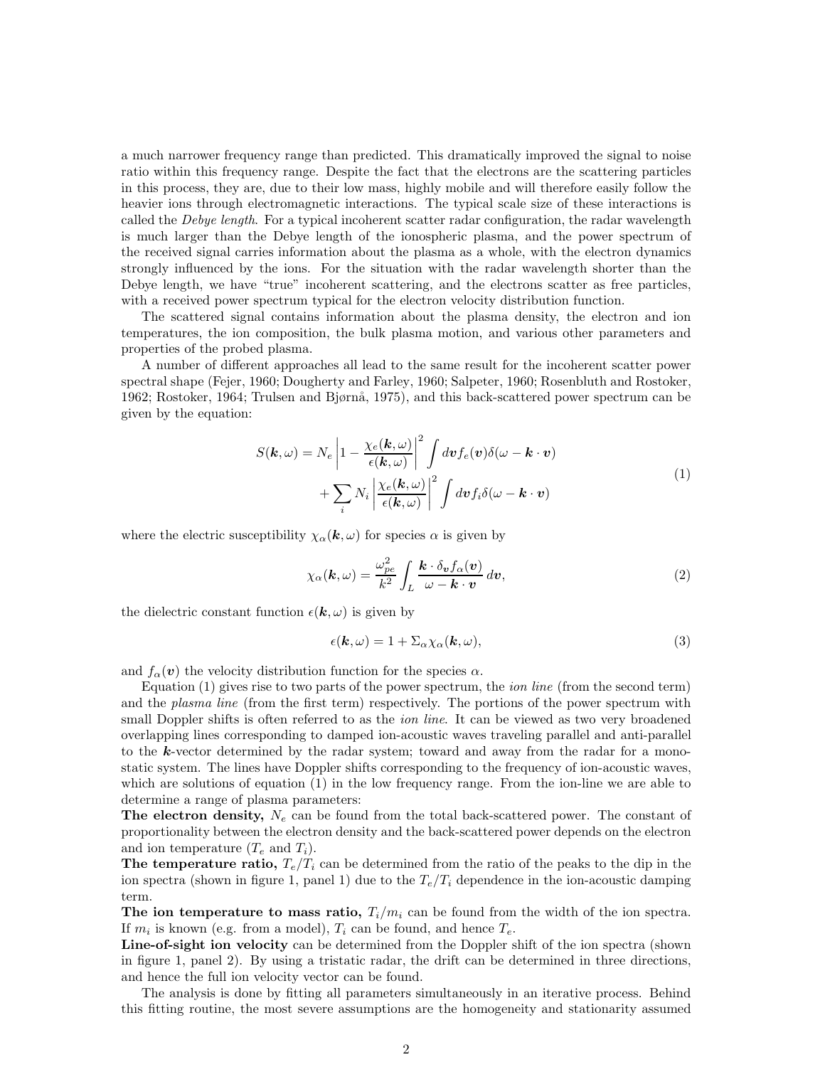a much narrower frequency range than predicted. This dramatically improved the signal to noise ratio within this frequency range. Despite the fact that the electrons are the scattering particles in this process, they are, due to their low mass, highly mobile and will therefore easily follow the heavier ions through electromagnetic interactions. The typical scale size of these interactions is called the *Debye length*. For a typical incoherent scatter radar configuration, the radar wavelength is much larger than the Debye length of the ionospheric plasma, and the power spectrum of the received signal carries information about the plasma as a whole, with the electron dynamics strongly influenced by the ions. For the situation with the radar wavelength shorter than the Debye length, we have "true" incoherent scattering, and the electrons scatter as free particles, with a received power spectrum typical for the electron velocity distribution function.

The scattered signal contains information about the plasma density, the electron and ion temperatures, the ion composition, the bulk plasma motion, and various other parameters and properties of the probed plasma.

A number of different approaches all lead to the same result for the incoherent scatter power spectral shape (Fejer, 1960; Dougherty and Farley, 1960; Salpeter, 1960; Rosenbluth and Rostoker, 1962; Rostoker, 1964; Trulsen and Bjørnå, 1975), and this back-scattered power spectrum can be given by the equation:

$$
\begin{aligned}
S(\boldsymbol{k},\omega) = N_e \left| 1 - \frac{\chi_e(\boldsymbol{k},\omega)}{\epsilon(\boldsymbol{k},\omega)} \right|^2 \int d\boldsymbol{v} f_e(\boldsymbol{v}) \delta(\omega - \boldsymbol{k}\cdot\boldsymbol{v}) \\
+ \sum_i N_i \left| \frac{\chi_e(\boldsymbol{k},\omega)}{\epsilon(\boldsymbol{k},\omega)} \right|^2 \int d\boldsymbol{v} f_i \delta(\omega - \boldsymbol{k}\cdot\boldsymbol{v})
\end{aligned}
\tag{1}
$$

where the electric susceptibility $\chi_\alpha(\boldsymbol{k},\omega)$ for species $\alpha$ is given by

$$
\chi_\alpha(\boldsymbol{k},\omega) = \frac{\omega_{pe}^2}{k^2} \int_L \frac{\boldsymbol{k}\cdot\delta_{\boldsymbol{v}} f_\alpha(\boldsymbol{v})}{\omega - \boldsymbol{k}\cdot\boldsymbol{v}}\, d\boldsymbol{v}, \tag{2}
$$

the dielectric constant function $\epsilon(\boldsymbol{k},\omega)$ is given by

$$
\epsilon(\boldsymbol{k},\omega) = 1 + \Sigma_\alpha \chi_\alpha(\boldsymbol{k},\omega), \tag{3}
$$

and $f_\alpha(\boldsymbol{v})$ the velocity distribution function for the species $\alpha$.

Equation (1) gives rise to two parts of the power spectrum, the *ion line* (from the second term) and the *plasma line* (from the first term) respectively. The portions of the power spectrum with small Doppler shifts is often referred to as the *ion line*. It can be viewed as two very broadened overlapping lines corresponding to damped ion-acoustic waves traveling parallel and anti-parallel to the $\boldsymbol{k}$-vector determined by the radar system; toward and away from the radar for a mono-static system. The lines have Doppler shifts corresponding to the frequency of ion-acoustic waves, which are solutions of equation (1) in the low frequency range. From the ion-line we are able to determine a range of plasma parameters:

**The electron density,** $N_e$ can be found from the total back-scattered power. The constant of proportionality between the electron density and the back-scattered power depends on the electron and ion temperature ($T_e$ and $T_i$).

**The temperature ratio,** $T_e/T_i$ can be determined from the ratio of the peaks to the dip in the ion spectra (shown in figure 1, panel 1) due to the $T_e/T_i$ dependence in the ion-acoustic damping term.

**The ion temperature to mass ratio,** $T_i/m_i$ can be found from the width of the ion spectra. If $m_i$ is known (e.g. from a model), $T_i$ can be found, and hence $T_e$.

**Line-of-sight ion velocity** can be determined from the Doppler shift of the ion spectra (shown in figure 1, panel 2). By using a tristatic radar, the drift can be determined in three directions, and hence the full ion velocity vector can be found.

The analysis is done by fitting all parameters simultaneously in an iterative process. Behind this fitting routine, the most severe assumptions are the homogeneity and stationarity assumed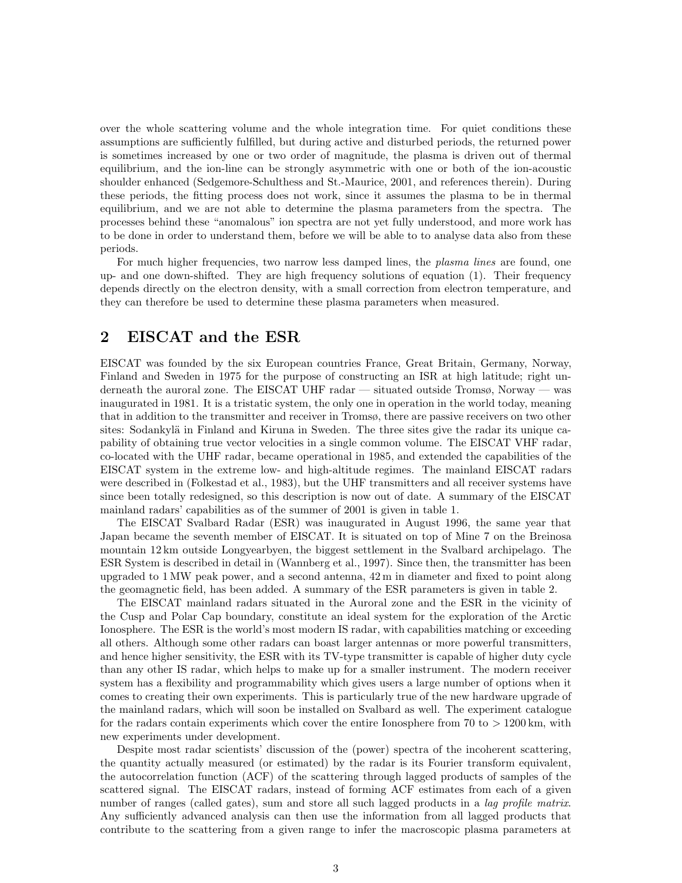over the whole scattering volume and the whole integration time. For quiet conditions these assumptions are sufficiently fulfilled, but during active and disturbed periods, the returned power is sometimes increased by one or two order of magnitude, the plasma is driven out of thermal equilibrium, and the ion-line can be strongly asymmetric with one or both of the ion-acoustic shoulder enhanced (Sedgemore-Schulthess and St.-Maurice, 2001, and references therein). During these periods, the fitting process does not work, since it assumes the plasma to be in thermal equilibrium, and we are not able to determine the plasma parameters from the spectra. The processes behind these "anomalous" ion spectra are not yet fully understood, and more work has to be done in order to understand them, before we will be able to to analyse data also from these periods.

For much higher frequencies, two narrow less damped lines, the *plasma lines* are found, one up- and one down-shifted. They are high frequency solutions of equation (1). Their frequency depends directly on the electron density, with a small correction from electron temperature, and they can therefore be used to determine these plasma parameters when measured.

## 2 EISCAT and the ESR

EISCAT was founded by the six European countries France, Great Britain, Germany, Norway, Finland and Sweden in 1975 for the purpose of constructing an ISR at high latitude; right underneath the auroral zone. The EISCAT UHF radar — situated outside Tromsø, Norway — was inaugurated in 1981. It is a tristatic system, the only one in operation in the world today, meaning that in addition to the transmitter and receiver in Tromsø, there are passive receivers on two other sites: Sodankylä in Finland and Kiruna in Sweden. The three sites give the radar its unique capability of obtaining true vector velocities in a single common volume. The EISCAT VHF radar, co-located with the UHF radar, became operational in 1985, and extended the capabilities of the EISCAT system in the extreme low- and high-altitude regimes. The mainland EISCAT radars were described in (Folkestad et al., 1983), but the UHF transmitters and all receiver systems have since been totally redesigned, so this description is now out of date. A summary of the EISCAT mainland radars' capabilities as of the summer of 2001 is given in table 1.

The EISCAT Svalbard Radar (ESR) was inaugurated in August 1996, the same year that Japan became the seventh member of EISCAT. It is situated on top of Mine 7 on the Breinosa mountain 12 km outside Longyearbyen, the biggest settlement in the Svalbard archipelago. The ESR System is described in detail in (Wannberg et al., 1997). Since then, the transmitter has been upgraded to 1 MW peak power, and a second antenna, 42 m in diameter and fixed to point along the geomagnetic field, has been added. A summary of the ESR parameters is given in table 2.

The EISCAT mainland radars situated in the Auroral zone and the ESR in the vicinity of the Cusp and Polar Cap boundary, constitute an ideal system for the exploration of the Arctic Ionosphere. The ESR is the world's most modern IS radar, with capabilities matching or exceeding all others. Although some other radars can boast larger antennas or more powerful transmitters, and hence higher sensitivity, the ESR with its TV-type transmitter is capable of higher duty cycle than any other IS radar, which helps to make up for a smaller instrument. The modern receiver system has a flexibility and programmability which gives users a large number of options when it comes to creating their own experiments. This is particularly true of the new hardware upgrade of the mainland radars, which will soon be installed on Svalbard as well. The experiment catalogue for the radars contain experiments which cover the entire Ionosphere from 70 to > 1200 km, with new experiments under development.

Despite most radar scientists' discussion of the (power) spectra of the incoherent scattering, the quantity actually measured (or estimated) by the radar is its Fourier transform equivalent, the autocorrelation function (ACF) of the scattering through lagged products of samples of the scattered signal. The EISCAT radars, instead of forming ACF estimates from each of a given number of ranges (called gates), sum and store all such lagged products in a *lag profile matrix*. Any sufficiently advanced analysis can then use the information from all lagged products that contribute to the scattering from a given range to infer the macroscopic plasma parameters at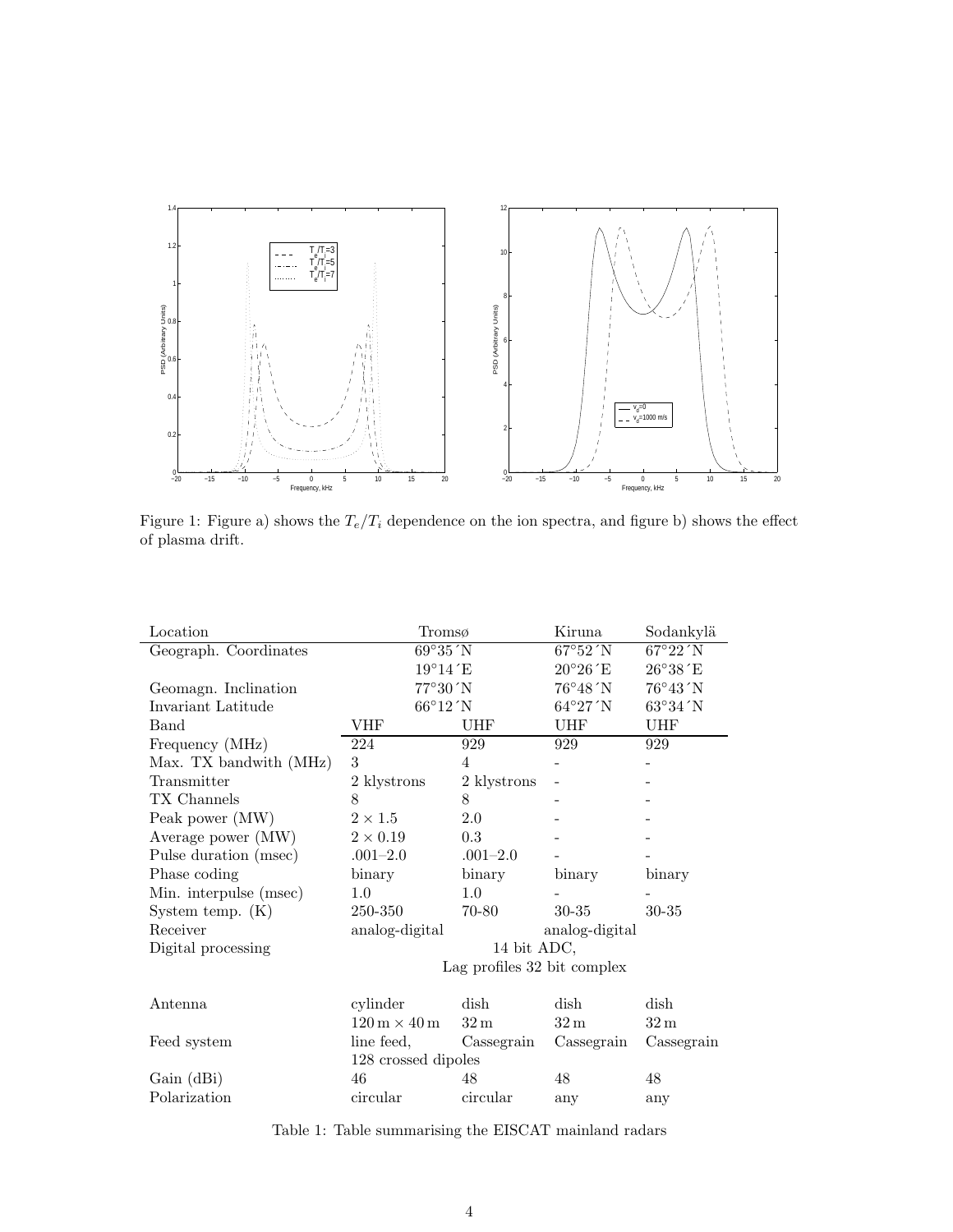Figure 1: Figure a) shows the $T_e/T_i$ dependence on the ion spectra, and figure b) shows the effect of plasma drift.

| Location | Tromsø | | Kiruna | Sodankylä |
|---|---|---|---|---|
| Geograph. Coordinates | 69°35´N | | 67°52´N | 67°22´N |
| | 19°14´E | | 20°26´E | 26°38´E |
| Geomagn. Inclination | 77°30´N | | 76°48´N | 76°43´N |
| Invariant Latitude | 66°12´N | | 64°27´N | 63°34´N |
| Band | VHF | UHF | UHF | UHF |
| Frequency (MHz) | 224 | 929 | 929 | 929 |
| Max. TX bandwith (MHz) | 3 | 4 | - | - |
| Transmitter | 2 klystrons | 2 klystrons | - | - |
| TX Channels | 8 | 8 | - | - |
| Peak power (MW) | $2 \times 1.5$ | 2.0 | - | - |
| Average power (MW) | $2 \times 0.19$ | 0.3 | - | - |
| Pulse duration (msec) | .001–2.0 | .001–2.0 | - | - |
| Phase coding | binary | binary | binary | binary |
| Min. interpulse (msec) | 1.0 | 1.0 | - | - |
| System temp. (K) | 250-350 | 70-80 | 30-35 | 30-35 |
| Receiver | analog-digital | | analog-digital | |
| Digital processing | 14 bit ADC, Lag profiles 32 bit complex | | | |
| Antenna | cylinder | dish | dish | dish |
| | $120\,\mathrm{m} \times 40\,\mathrm{m}$ | $32\,\mathrm{m}$ | $32\,\mathrm{m}$ | $32\,\mathrm{m}$ |
| Feed system | line feed, 128 crossed dipoles | Cassegrain | Cassegrain | Cassegrain |
| Gain (dBi) | 46 | 48 | 48 | 48 |
| Polarization | circular | circular | any | any |

Table 1: Table summarising the EISCAT mainland radars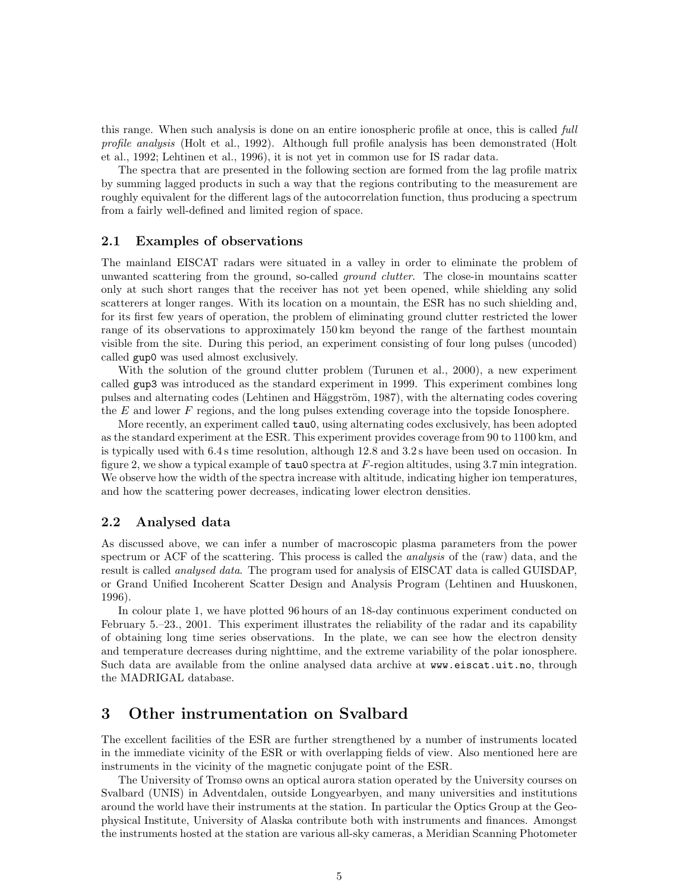this range. When such analysis is done on an entire ionospheric profile at once, this is called *full profile analysis* (Holt et al., 1992). Although full profile analysis has been demonstrated (Holt et al., 1992; Lehtinen et al., 1996), it is not yet in common use for IS radar data.

The spectra that are presented in the following section are formed from the lag profile matrix by summing lagged products in such a way that the regions contributing to the measurement are roughly equivalent for the different lags of the autocorrelation function, thus producing a spectrum from a fairly well-defined and limited region of space.

### 2.1 Examples of observations

The mainland EISCAT radars were situated in a valley in order to eliminate the problem of unwanted scattering from the ground, so-called *ground clutter*. The close-in mountains scatter only at such short ranges that the receiver has not yet been opened, while shielding any solid scatterers at longer ranges. With its location on a mountain, the ESR has no such shielding and, for its first few years of operation, the problem of eliminating ground clutter restricted the lower range of its observations to approximately 150 km beyond the range of the farthest mountain visible from the site. During this period, an experiment consisting of four long pulses (uncoded) called `gup0` was used almost exclusively.

With the solution of the ground clutter problem (Turunen et al., 2000), a new experiment called `gup3` was introduced as the standard experiment in 1999. This experiment combines long pulses and alternating codes (Lehtinen and Häggström, 1987), with the alternating codes covering the $E$ and lower $F$ regions, and the long pulses extending coverage into the topside Ionosphere.

More recently, an experiment called `tau0`, using alternating codes exclusively, has been adopted as the standard experiment at the ESR. This experiment provides coverage from 90 to 1100 km, and is typically used with 6.4 s time resolution, although 12.8 and 3.2 s have been used on occasion. In figure 2, we show a typical example of `tau0` spectra at $F$-region altitudes, using 3.7 min integration. We observe how the width of the spectra increase with altitude, indicating higher ion temperatures, and how the scattering power decreases, indicating lower electron densities.

### 2.2 Analysed data

As discussed above, we can infer a number of macroscopic plasma parameters from the power spectrum or ACF of the scattering. This process is called the *analysis* of the (raw) data, and the result is called *analysed data*. The program used for analysis of EISCAT data is called GUISDAP, or Grand Unified Incoherent Scatter Design and Analysis Program (Lehtinen and Huuskonen, 1996).

In colour plate 1, we have plotted 96 hours of an 18-day continuous experiment conducted on February 5.–23., 2001. This experiment illustrates the reliability of the radar and its capability of obtaining long time series observations. In the plate, we can see how the electron density and temperature decreases during nighttime, and the extreme variability of the polar ionosphere. Such data are available from the online analysed data archive at `www.eiscat.uit.no`, through the MADRIGAL database.

## 3 Other instrumentation on Svalbard

The excellent facilities of the ESR are further strengthened by a number of instruments located in the immediate vicinity of the ESR or with overlapping fields of view. Also mentioned here are instruments in the vicinity of the magnetic conjugate point of the ESR.

The University of Tromsø owns an optical aurora station operated by the University courses on Svalbard (UNIS) in Adventdalen, outside Longyearbyen, and many universities and institutions around the world have their instruments at the station. In particular the Optics Group at the Geophysical Institute, University of Alaska contribute both with instruments and finances. Amongst the instruments hosted at the station are various all-sky cameras, a Meridian Scanning Photometer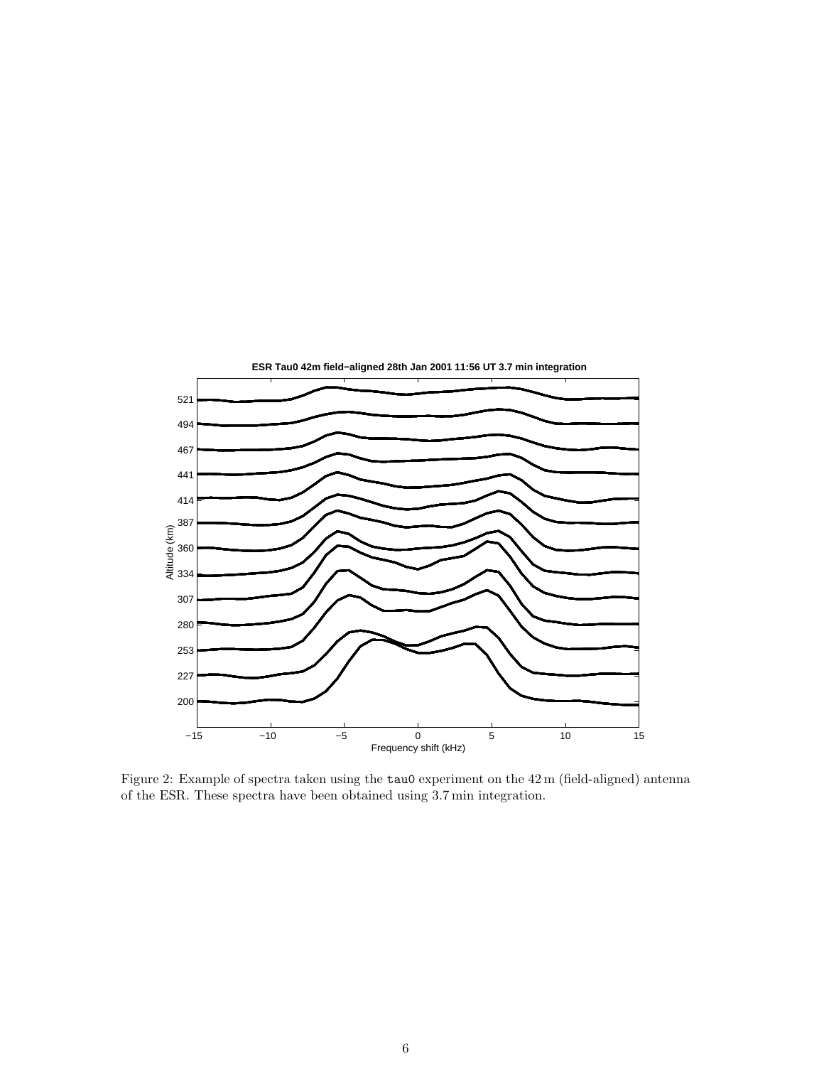Figure 2: Example of spectra taken using the `tau0` experiment on the 42 m (field-aligned) antenna of the ESR. These spectra have been obtained using 3.7 min integration.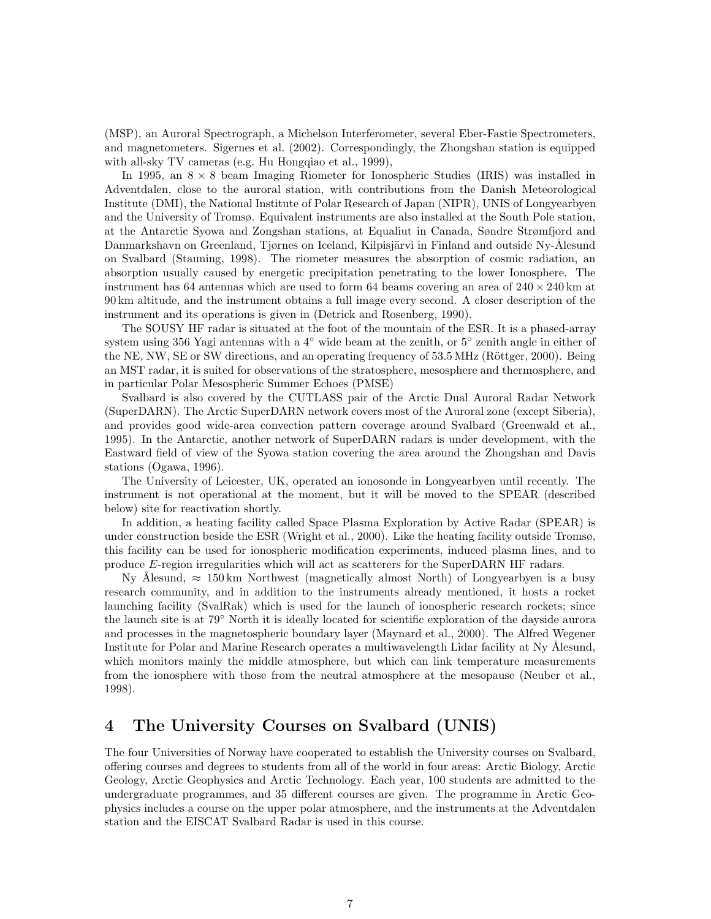(MSP), an Auroral Spectrograph, a Michelson Interferometer, several Eber-Fastie Spectrometers, and magnetometers. Sigernes et al. (2002). Correspondingly, the Zhongshan station is equipped with all-sky TV cameras (e.g. Hu Hongqiao et al., 1999),

In 1995, an $8 \times 8$ beam Imaging Riometer for Ionospheric Studies (IRIS) was installed in Adventdalen, close to the auroral station, with contributions from the Danish Meteorological Institute (DMI), the National Institute of Polar Research of Japan (NIPR), UNIS of Longyearbyen and the University of Tromsø. Equivalent instruments are also installed at the South Pole station, at the Antarctic Syowa and Zongshan stations, at Equaliut in Canada, Søndre Strømfjord and Danmarkshavn on Greenland, Tjørnes on Iceland, Kilpisjärvi in Finland and outside Ny-Ålesund on Svalbard (Stauning, 1998). The riometer measures the absorption of cosmic radiation, an absorption usually caused by energetic precipitation penetrating to the lower Ionosphere. The instrument has 64 antennas which are used to form 64 beams covering an area of $240 \times 240$ km at 90 km altitude, and the instrument obtains a full image every second. A closer description of the instrument and its operations is given in (Detrick and Rosenberg, 1990).

The SOUSY HF radar is situated at the foot of the mountain of the ESR. It is a phased-array system using 356 Yagi antennas with a $4°$ wide beam at the zenith, or $5°$ zenith angle in either of the NE, NW, SE or SW directions, and an operating frequency of 53.5 MHz (Röttger, 2000). Being an MST radar, it is suited for observations of the stratosphere, mesosphere and thermosphere, and in particular Polar Mesospheric Summer Echoes (PMSE)

Svalbard is also covered by the CUTLASS pair of the Arctic Dual Auroral Radar Network (SuperDARN). The Arctic SuperDARN network covers most of the Auroral zone (except Siberia), and provides good wide-area convection pattern coverage around Svalbard (Greenwald et al., 1995). In the Antarctic, another network of SuperDARN radars is under development, with the Eastward field of view of the Syowa station covering the area around the Zhongshan and Davis stations (Ogawa, 1996).

The University of Leicester, UK, operated an ionosonde in Longyearbyen until recently. The instrument is not operational at the moment, but it will be moved to the SPEAR (described below) site for reactivation shortly.

In addition, a heating facility called Space Plasma Exploration by Active Radar (SPEAR) is under construction beside the ESR (Wright et al., 2000). Like the heating facility outside Tromsø, this facility can be used for ionospheric modification experiments, induced plasma lines, and to produce $E$-region irregularities which will act as scatterers for the SuperDARN HF radars.

Ny Ålesund, $\approx$ 150 km Northwest (magnetically almost North) of Longyearbyen is a busy research community, and in addition to the instruments already mentioned, it hosts a rocket launching facility (SvalRak) which is used for the launch of ionospheric research rockets; since the launch site is at $79°$ North it is ideally located for scientific exploration of the dayside aurora and processes in the magnetospheric boundary layer (Maynard et al., 2000). The Alfred Wegener Institute for Polar and Marine Research operates a multiwavelength Lidar facility at Ny Ålesund, which monitors mainly the middle atmosphere, but which can link temperature measurements from the ionosphere with those from the neutral atmosphere at the mesopause (Neuber et al., 1998).

## 4 The University Courses on Svalbard (UNIS)

The four Universities of Norway have cooperated to establish the University courses on Svalbard, offering courses and degrees to students from all of the world in four areas: Arctic Biology, Arctic Geology, Arctic Geophysics and Arctic Technology. Each year, 100 students are admitted to the undergraduate programmes, and 35 different courses are given. The programme in Arctic Geophysics includes a course on the upper polar atmosphere, and the instruments at the Adventdalen station and the EISCAT Svalbard Radar is used in this course.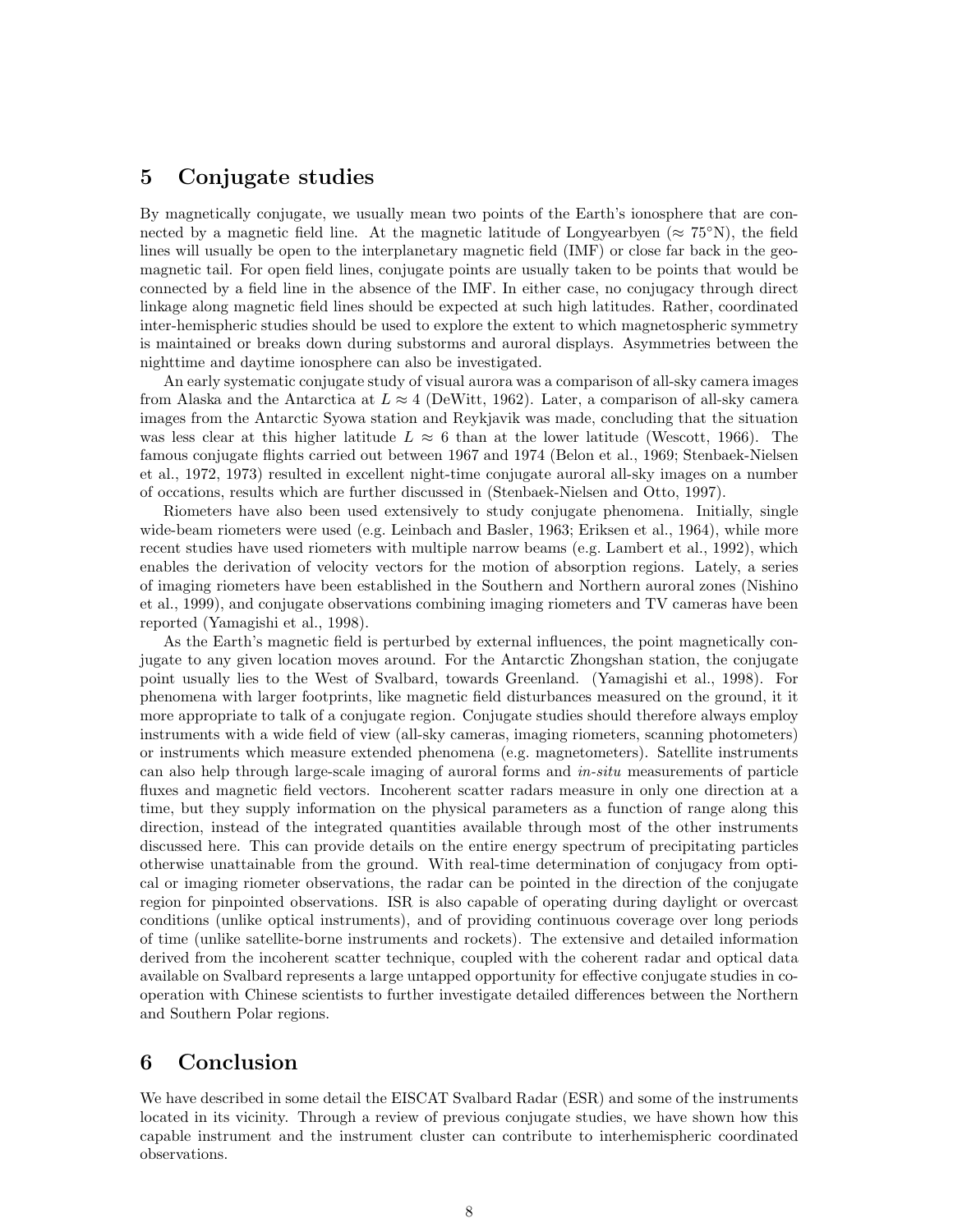## 5 Conjugate studies

By magnetically conjugate, we usually mean two points of the Earth's ionosphere that are connected by a magnetic field line. At the magnetic latitude of Longyearbyen ($\approx 75°$N), the field lines will usually be open to the interplanetary magnetic field (IMF) or close far back in the geomagnetic tail. For open field lines, conjugate points are usually taken to be points that would be connected by a field line in the absence of the IMF. In either case, no conjugacy through direct linkage along magnetic field lines should be expected at such high latitudes. Rather, coordinated inter-hemispheric studies should be used to explore the extent to which magnetospheric symmetry is maintained or breaks down during substorms and auroral displays. Asymmetries between the nighttime and daytime ionosphere can also be investigated.

An early systematic conjugate study of visual aurora was a comparison of all-sky camera images from Alaska and the Antarctica at $L \approx 4$ (DeWitt, 1962). Later, a comparison of all-sky camera images from the Antarctic Syowa station and Reykjavik was made, concluding that the situation was less clear at this higher latitude $L \approx 6$ than at the lower latitude (Wescott, 1966). The famous conjugate flights carried out between 1967 and 1974 (Belon et al., 1969; Stenbaek-Nielsen et al., 1972, 1973) resulted in excellent night-time conjugate auroral all-sky images on a number of occations, results which are further discussed in (Stenbaek-Nielsen and Otto, 1997).

Riometers have also been used extensively to study conjugate phenomena. Initially, single wide-beam riometers were used (e.g. Leinbach and Basler, 1963; Eriksen et al., 1964), while more recent studies have used riometers with multiple narrow beams (e.g. Lambert et al., 1992), which enables the derivation of velocity vectors for the motion of absorption regions. Lately, a series of imaging riometers have been established in the Southern and Northern auroral zones (Nishino et al., 1999), and conjugate observations combining imaging riometers and TV cameras have been reported (Yamagishi et al., 1998).

As the Earth's magnetic field is perturbed by external influences, the point magnetically conjugate to any given location moves around. For the Antarctic Zhongshan station, the conjugate point usually lies to the West of Svalbard, towards Greenland. (Yamagishi et al., 1998). For phenomena with larger footprints, like magnetic field disturbances measured on the ground, it it more appropriate to talk of a conjugate region. Conjugate studies should therefore always employ instruments with a wide field of view (all-sky cameras, imaging riometers, scanning photometers) or instruments which measure extended phenomena (e.g. magnetometers). Satellite instruments can also help through large-scale imaging of auroral forms and *in-situ* measurements of particle fluxes and magnetic field vectors. Incoherent scatter radars measure in only one direction at a time, but they supply information on the physical parameters as a function of range along this direction, instead of the integrated quantities available through most of the other instruments discussed here. This can provide details on the entire energy spectrum of precipitating particles otherwise unattainable from the ground. With real-time determination of conjugacy from optical or imaging riometer observations, the radar can be pointed in the direction of the conjugate region for pinpointed observations. ISR is also capable of operating during daylight or overcast conditions (unlike optical instruments), and of providing continuous coverage over long periods of time (unlike satellite-borne instruments and rockets). The extensive and detailed information derived from the incoherent scatter technique, coupled with the coherent radar and optical data available on Svalbard represents a large untapped opportunity for effective conjugate studies in cooperation with Chinese scientists to further investigate detailed differences between the Northern and Southern Polar regions.

## 6 Conclusion

We have described in some detail the EISCAT Svalbard Radar (ESR) and some of the instruments located in its vicinity. Through a review of previous conjugate studies, we have shown how this capable instrument and the instrument cluster can contribute to interhemispheric coordinated observations.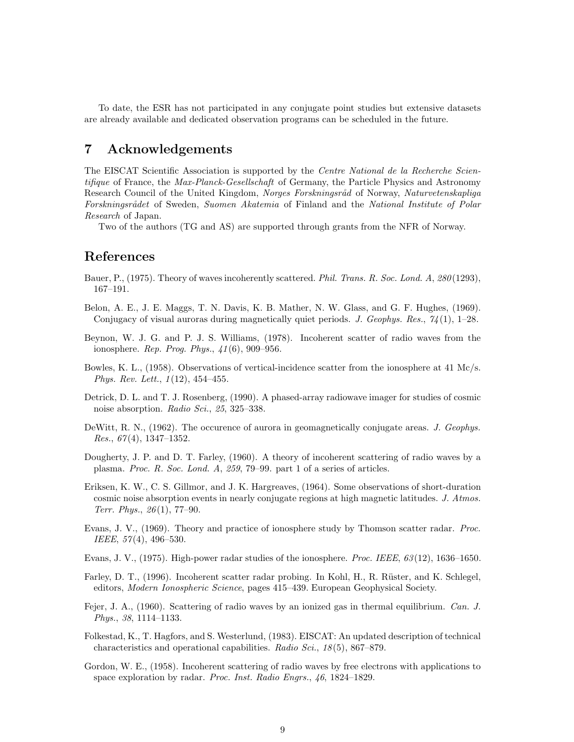To date, the ESR has not participated in any conjugate point studies but extensive datasets are already available and dedicated observation programs can be scheduled in the future.

# 7 Acknowledgements

The EISCAT Scientific Association is supported by the *Centre National de la Recherche Scientifique* of France, the *Max-Planck-Gesellschaft* of Germany, the Particle Physics and Astronomy Research Council of the United Kingdom, *Norges Forskningsråd* of Norway, *Naturvetenskapliga Forskningsrådet* of Sweden, *Suomen Akatemia* of Finland and the *National Institute of Polar Research* of Japan.

Two of the authors (TG and AS) are supported through grants from the NFR of Norway.

# References

Bauer, P., (1975). Theory of waves incoherently scattered. *Phil. Trans. R. Soc. Lond. A*, *280*(1293), 167–191.

Belon, A. E., J. E. Maggs, T. N. Davis, K. B. Mather, N. W. Glass, and G. F. Hughes, (1969). Conjugacy of visual auroras during magnetically quiet periods. *J. Geophys. Res.*, *74*(1), 1–28.

Beynon, W. J. G. and P. J. S. Williams, (1978). Incoherent scatter of radio waves from the ionosphere. *Rep. Prog. Phys.*, *41*(6), 909–956.

Bowles, K. L., (1958). Observations of vertical-incidence scatter from the ionosphere at 41 Mc/s. *Phys. Rev. Lett.*, *1*(12), 454–455.

Detrick, D. L. and T. J. Rosenberg, (1990). A phased-array radiowave imager for studies of cosmic noise absorption. *Radio Sci.*, *25*, 325–338.

DeWitt, R. N., (1962). The occurence of aurora in geomagnetically conjugate areas. *J. Geophys. Res.*, *67*(4), 1347–1352.

Dougherty, J. P. and D. T. Farley, (1960). A theory of incoherent scattering of radio waves by a plasma. *Proc. R. Soc. Lond. A*, *259*, 79–99. part 1 of a series of articles.

Eriksen, K. W., C. S. Gillmor, and J. K. Hargreaves, (1964). Some observations of short-duration cosmic noise absorption events in nearly conjugate regions at high magnetic latitudes. *J. Atmos. Terr. Phys.*, *26*(1), 77–90.

Evans, J. V., (1969). Theory and practice of ionosphere study by Thomson scatter radar. *Proc. IEEE*, *57*(4), 496–530.

Evans, J. V., (1975). High-power radar studies of the ionosphere. *Proc. IEEE*, *63*(12), 1636–1650.

Farley, D. T., (1996). Incoherent scatter radar probing. In Kohl, H., R. Rüster, and K. Schlegel, editors, *Modern Ionospheric Science*, pages 415–439. European Geophysical Society.

Fejer, J. A., (1960). Scattering of radio waves by an ionized gas in thermal equilibrium. *Can. J. Phys.*, *38*, 1114–1133.

Folkestad, K., T. Hagfors, and S. Westerlund, (1983). EISCAT: An updated description of technical characteristics and operational capabilities. *Radio Sci.*, *18*(5), 867–879.

Gordon, W. E., (1958). Incoherent scattering of radio waves by free electrons with applications to space exploration by radar. *Proc. Inst. Radio Engrs.*, *46*, 1824–1829.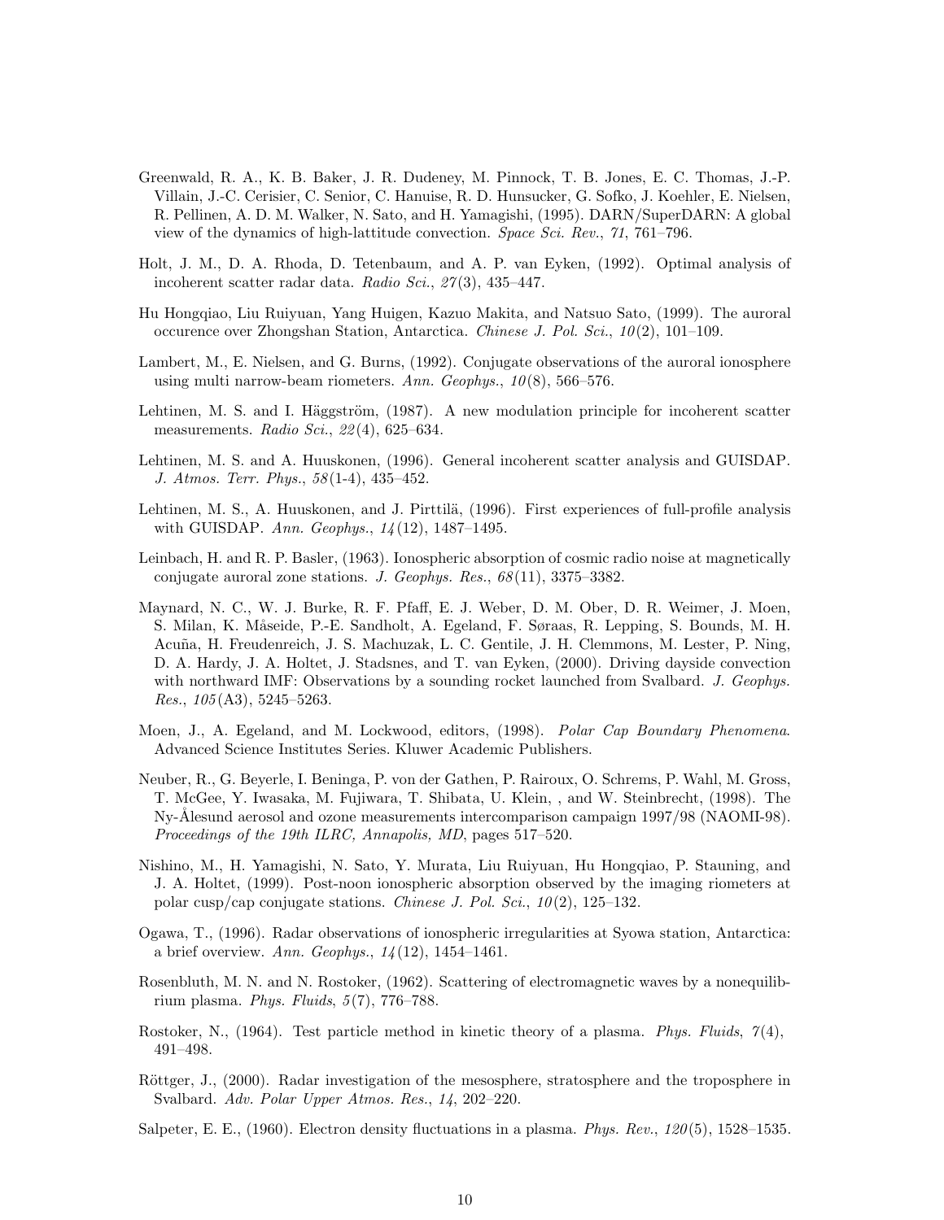Greenwald, R. A., K. B. Baker, J. R. Dudeney, M. Pinnock, T. B. Jones, E. C. Thomas, J.-P. Villain, J.-C. Cerisier, C. Senior, C. Hanuise, R. D. Hunsucker, G. Sofko, J. Koehler, E. Nielsen, R. Pellinen, A. D. M. Walker, N. Sato, and H. Yamagishi, (1995). DARN/SuperDARN: A global view of the dynamics of high-lattitude convection. *Space Sci. Rev.*, *71*, 761–796.

Holt, J. M., D. A. Rhoda, D. Tetenbaum, and A. P. van Eyken, (1992). Optimal analysis of incoherent scatter radar data. *Radio Sci.*, *27*(3), 435–447.

Hu Hongqiao, Liu Ruiyuan, Yang Huigen, Kazuo Makita, and Natsuo Sato, (1999). The auroral occurence over Zhongshan Station, Antarctica. *Chinese J. Pol. Sci.*, *10*(2), 101–109.

Lambert, M., E. Nielsen, and G. Burns, (1992). Conjugate observations of the auroral ionosphere using multi narrow-beam riometers. *Ann. Geophys.*, *10*(8), 566–576.

Lehtinen, M. S. and I. Häggström, (1987). A new modulation principle for incoherent scatter measurements. *Radio Sci.*, *22*(4), 625–634.

Lehtinen, M. S. and A. Huuskonen, (1996). General incoherent scatter analysis and GUISDAP. *J. Atmos. Terr. Phys.*, *58*(1-4), 435–452.

Lehtinen, M. S., A. Huuskonen, and J. Pirttilä, (1996). First experiences of full-profile analysis with GUISDAP. *Ann. Geophys.*, *14*(12), 1487–1495.

Leinbach, H. and R. P. Basler, (1963). Ionospheric absorption of cosmic radio noise at magnetically conjugate auroral zone stations. *J. Geophys. Res.*, *68*(11), 3375–3382.

Maynard, N. C., W. J. Burke, R. F. Pfaff, E. J. Weber, D. M. Ober, D. R. Weimer, J. Moen, S. Milan, K. Måseide, P.-E. Sandholt, A. Egeland, F. Søraas, R. Lepping, S. Bounds, M. H. Acuña, H. Freudenreich, J. S. Machuzak, L. C. Gentile, J. H. Clemmons, M. Lester, P. Ning, D. A. Hardy, J. A. Holtet, J. Stadsnes, and T. van Eyken, (2000). Driving dayside convection with northward IMF: Observations by a sounding rocket launched from Svalbard. *J. Geophys. Res.*, *105*(A3), 5245–5263.

Moen, J., A. Egeland, and M. Lockwood, editors, (1998). *Polar Cap Boundary Phenomena*. Advanced Science Institutes Series. Kluwer Academic Publishers.

Neuber, R., G. Beyerle, I. Beninga, P. von der Gathen, P. Rairoux, O. Schrems, P. Wahl, M. Gross, T. McGee, Y. Iwasaka, M. Fujiwara, T. Shibata, U. Klein, , and W. Steinbrecht, (1998). The Ny-Ålesund aerosol and ozone measurements intercomparison campaign 1997/98 (NAOMI-98). *Proceedings of the 19th ILRC, Annapolis, MD*, pages 517–520.

Nishino, M., H. Yamagishi, N. Sato, Y. Murata, Liu Ruiyuan, Hu Hongqiao, P. Stauning, and J. A. Holtet, (1999). Post-noon ionospheric absorption observed by the imaging riometers at polar cusp/cap conjugate stations. *Chinese J. Pol. Sci.*, *10*(2), 125–132.

Ogawa, T., (1996). Radar observations of ionospheric irregularities at Syowa station, Antarctica: a brief overview. *Ann. Geophys.*, *14*(12), 1454–1461.

Rosenbluth, M. N. and N. Rostoker, (1962). Scattering of electromagnetic waves by a nonequilibrium plasma. *Phys. Fluids*, *5*(7), 776–788.

Rostoker, N., (1964). Test particle method in kinetic theory of a plasma. *Phys. Fluids*, *7*(4), 491–498.

Röttger, J., (2000). Radar investigation of the mesosphere, stratosphere and the troposphere in Svalbard. *Adv. Polar Upper Atmos. Res.*, *14*, 202–220.

Salpeter, E. E., (1960). Electron density fluctuations in a plasma. *Phys. Rev.*, *120*(5), 1528–1535.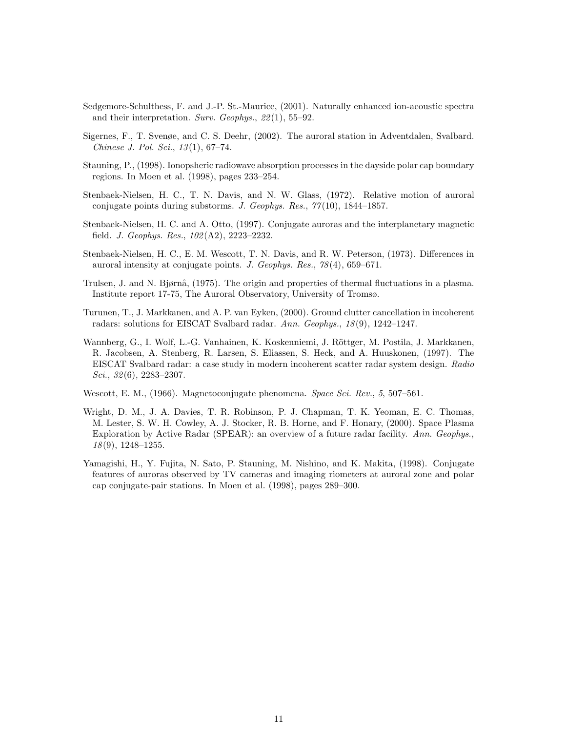Sedgemore-Schulthess, F. and J.-P. St.-Maurice, (2001). Naturally enhanced ion-acoustic spectra and their interpretation. *Surv. Geophys.*, *22*(1), 55–92.

Sigernes, F., T. Svenøe, and C. S. Deehr, (2002). The auroral station in Adventdalen, Svalbard. *Chinese J. Pol. Sci.*, *13*(1), 67–74.

Stauning, P., (1998). Ionopsheric radiowave absorption processes in the dayside polar cap boundary regions. In Moen et al. (1998), pages 233–254.

Stenbaek-Nielsen, H. C., T. N. Davis, and N. W. Glass, (1972). Relative motion of auroral conjugate points during substorms. *J. Geophys. Res.*, *77*(10), 1844–1857.

Stenbaek-Nielsen, H. C. and A. Otto, (1997). Conjugate auroras and the interplanetary magnetic field. *J. Geophys. Res.*, *102*(A2), 2223–2232.

Stenbaek-Nielsen, H. C., E. M. Wescott, T. N. Davis, and R. W. Peterson, (1973). Differences in auroral intensity at conjugate points. *J. Geophys. Res.*, *78*(4), 659–671.

Trulsen, J. and N. Bjørnå, (1975). The origin and properties of thermal fluctuations in a plasma. Institute report 17-75, The Auroral Observatory, University of Tromsø.

Turunen, T., J. Markkanen, and A. P. van Eyken, (2000). Ground clutter cancellation in incoherent radars: solutions for EISCAT Svalbard radar. *Ann. Geophys.*, *18*(9), 1242–1247.

Wannberg, G., I. Wolf, L.-G. Vanhainen, K. Koskenniemi, J. Röttger, M. Postila, J. Markkanen, R. Jacobsen, A. Stenberg, R. Larsen, S. Eliassen, S. Heck, and A. Huuskonen, (1997). The EISCAT Svalbard radar: a case study in modern incoherent scatter radar system design. *Radio Sci.*, *32*(6), 2283–2307.

Wescott, E. M., (1966). Magnetoconjugate phenomena. *Space Sci. Rev.*, *5*, 507–561.

Wright, D. M., J. A. Davies, T. R. Robinson, P. J. Chapman, T. K. Yeoman, E. C. Thomas, M. Lester, S. W. H. Cowley, A. J. Stocker, R. B. Horne, and F. Honary, (2000). Space Plasma Exploration by Active Radar (SPEAR): an overview of a future radar facility. *Ann. Geophys.*, *18*(9), 1248–1255.

Yamagishi, H., Y. Fujita, N. Sato, P. Stauning, M. Nishino, and K. Makita, (1998). Conjugate features of auroras observed by TV cameras and imaging riometers at auroral zone and polar cap conjugate-pair stations. In Moen et al. (1998), pages 289–300.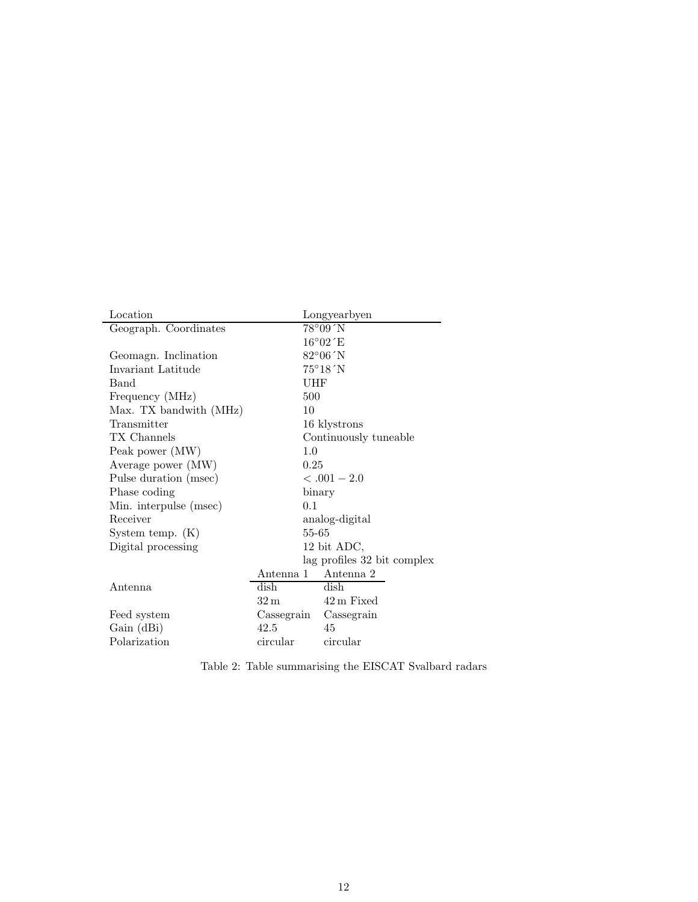| Location | | Longyearbyen |
| --- | --- | --- |
| Geograph. Coordinates | | 78°09´N |
| | | 16°02´E |
| Geomagn. Inclination | | 82°06´N |
| Invariant Latitude | | 75°18´N |
| Band | | UHF |
| Frequency (MHz) | | 500 |
| Max. TX bandwith (MHz) | | 10 |
| Transmitter | | 16 klystrons |
| TX Channels | | Continuously tuneable |
| Peak power (MW) | | 1.0 |
| Average power (MW) | | 0.25 |
| Pulse duration (msec) | | $< .001 - 2.0$ |
| Phase coding | | binary |
| Min. interpulse (msec) | | 0.1 |
| Receiver | | analog-digital |
| System temp. (K) | | 55-65 |
| Digital processing | | 12 bit ADC, |
| | | lag profiles 32 bit complex |
| | Antenna 1 | Antenna 2 |
| Antenna | dish | dish |
| | 32 m | 42 m Fixed |
| Feed system | Cassegrain | Cassegrain |
| Gain (dBi) | 42.5 | 45 |
| Polarization | circular | circular |

Table 2: Table summarising the EISCAT Svalbard radars